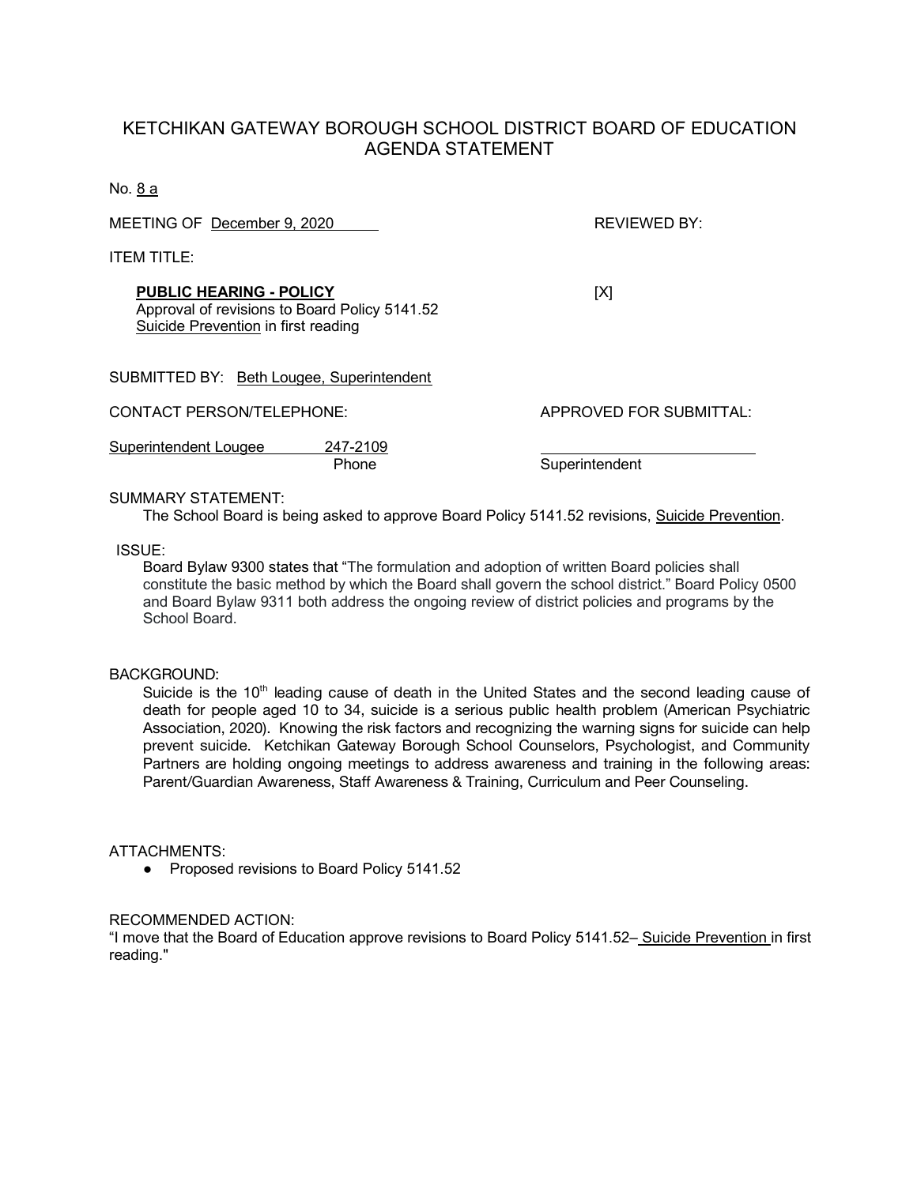# KETCHIKAN GATEWAY BOROUGH SCHOOL DISTRICT BOARD OF EDUCATION AGENDA STATEMENT

No. 8 a

MEETING OF December 9, 2020

REVIEWED BY:

ITEM TITLE:

**PUBLIC HEARING - POLICY**
Approval of revisions to Board Policy 5141.52 Suicide Prevention in first reading

[X]

SUBMITTED BY: Beth Lougee, Superintendent

CONTACT PERSON/TELEPHONE:

Superintendent Lougee 247-2109
Phone

APPROVED FOR SUBMITTAL:

Superintendent

SUMMARY STATEMENT:

The School Board is being asked to approve Board Policy 5141.52 revisions, Suicide Prevention.

ISSUE:

Board Bylaw 9300 states that "The formulation and adoption of written Board policies shall constitute the basic method by which the Board shall govern the school district." Board Policy 0500 and Board Bylaw 9311 both address the ongoing review of district policies and programs by the School Board.

BACKGROUND:

Suicide is the 10th leading cause of death in the United States and the second leading cause of death for people aged 10 to 34, suicide is a serious public health problem (American Psychiatric Association, 2020). Knowing the risk factors and recognizing the warning signs for suicide can help prevent suicide. Ketchikan Gateway Borough School Counselors, Psychologist, and Community Partners are holding ongoing meetings to address awareness and training in the following areas: Parent/Guardian Awareness, Staff Awareness & Training, Curriculum and Peer Counseling.

ATTACHMENTS:

- Proposed revisions to Board Policy 5141.52

RECOMMENDED ACTION:

"I move that the Board of Education approve revisions to Board Policy 5141.52– Suicide Prevention in first reading."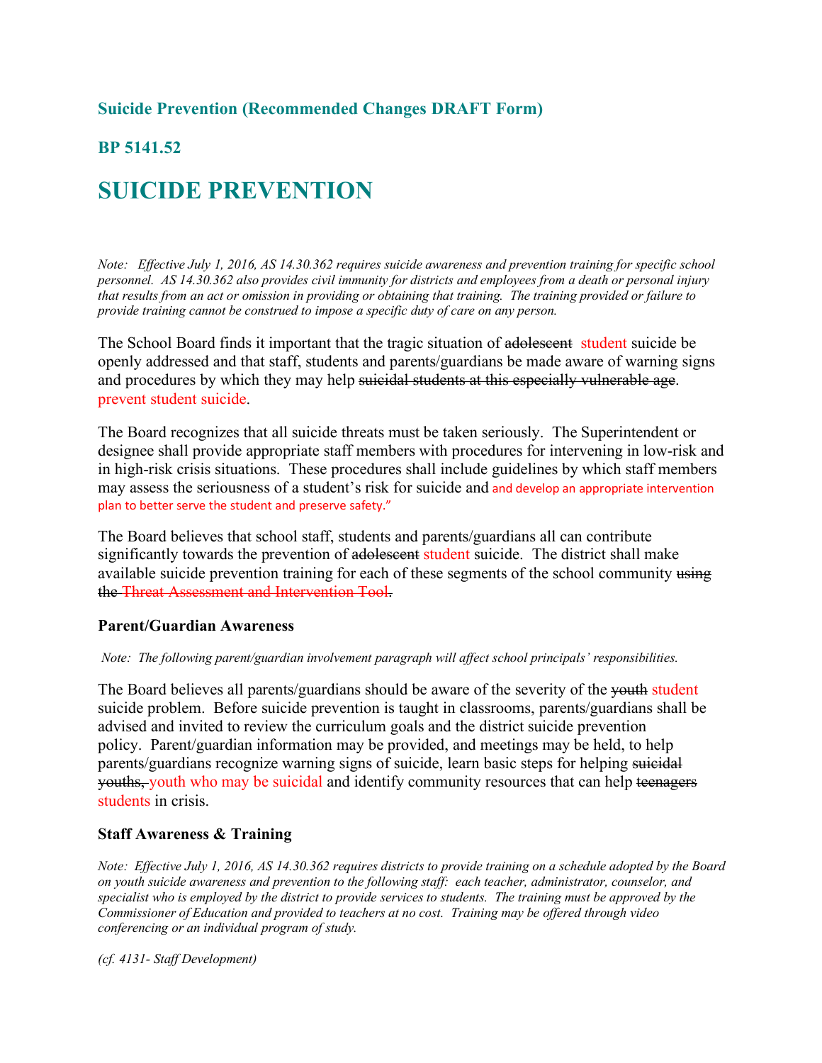**Suicide Prevention (Recommended Changes DRAFT Form)**

**BP 5141.52**

# SUICIDE PREVENTION

*Note: Effective July 1, 2016, AS 14.30.362 requires suicide awareness and prevention training for specific school personnel. AS 14.30.362 also provides civil immunity for districts and employees from a death or personal injury that results from an act or omission in providing or obtaining that training. The training provided or failure to provide training cannot be construed to impose a specific duty of care on any person.*

The School Board finds it important that the tragic situation of ~~adolescent~~ student suicide be openly addressed and that staff, students and parents/guardians be made aware of warning signs and procedures by which they may help ~~suicidal students at this especially vulnerable age~~. prevent student suicide.

The Board recognizes that all suicide threats must be taken seriously. The Superintendent or designee shall provide appropriate staff members with procedures for intervening in low-risk and in high-risk crisis situations. These procedures shall include guidelines by which staff members may assess the seriousness of a student's risk for suicide and and develop an appropriate intervention plan to better serve the student and preserve safety."

The Board believes that school staff, students and parents/guardians all can contribute significantly towards the prevention of ~~adolescent~~ student suicide. The district shall make available suicide prevention training for each of these segments of the school community ~~using the Threat Assessment and Intervention Tool~~.

### Parent/Guardian Awareness

*Note: The following parent/guardian involvement paragraph will affect school principals' responsibilities.*

The Board believes all parents/guardians should be aware of the severity of the ~~youth~~ student suicide problem. Before suicide prevention is taught in classrooms, parents/guardians shall be advised and invited to review the curriculum goals and the district suicide prevention policy. Parent/guardian information may be provided, and meetings may be held, to help parents/guardians recognize warning signs of suicide, learn basic steps for helping ~~suicidal youths,~~ youth who may be suicidal and identify community resources that can help ~~teenagers~~ students in crisis.

### Staff Awareness & Training

*Note: Effective July 1, 2016, AS 14.30.362 requires districts to provide training on a schedule adopted by the Board on youth suicide awareness and prevention to the following staff: each teacher, administrator, counselor, and specialist who is employed by the district to provide services to students. The training must be approved by the Commissioner of Education and provided to teachers at no cost. Training may be offered through video conferencing or an individual program of study.*

*(cf. 4131- Staff Development)*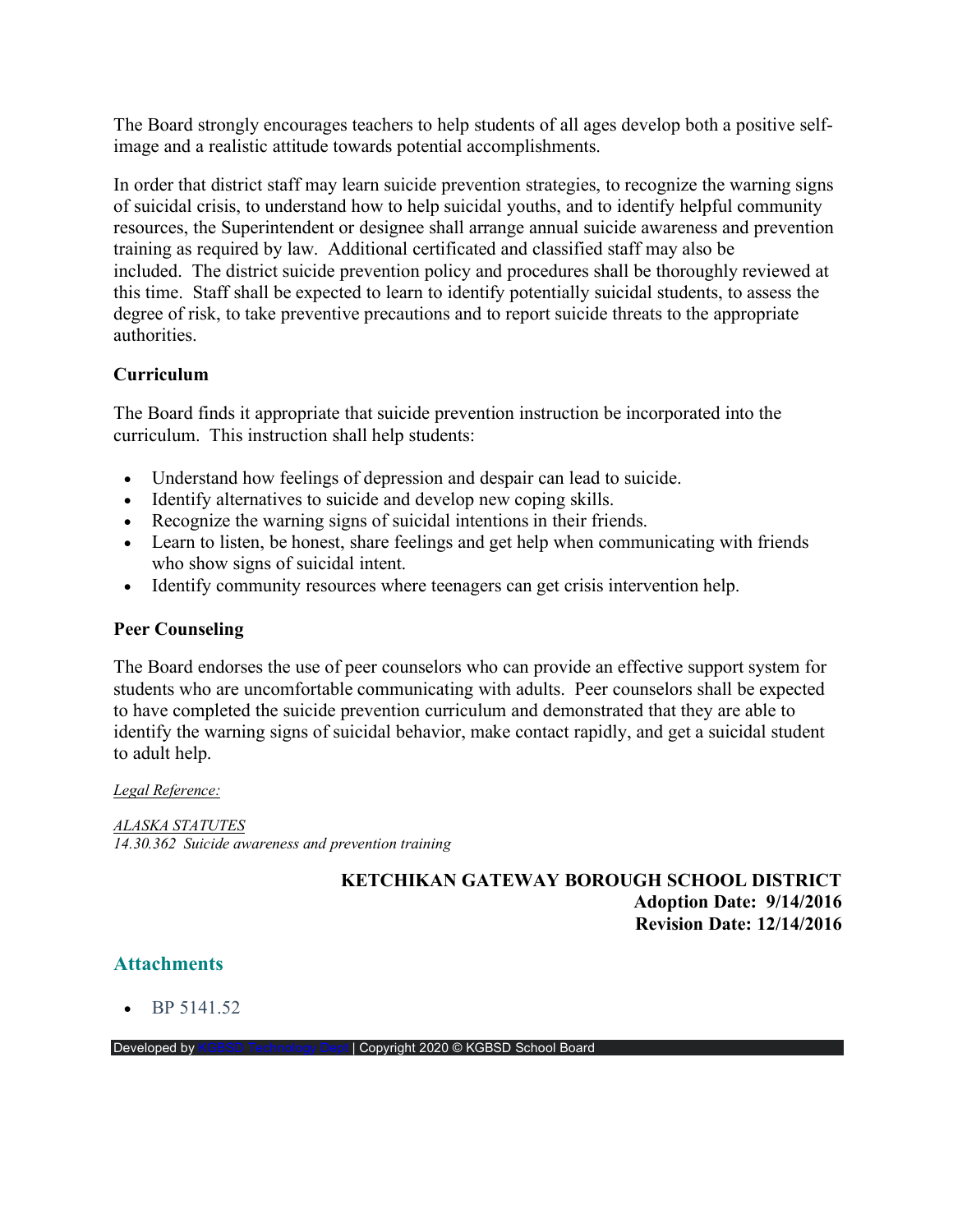The Board strongly encourages teachers to help students of all ages develop both a positive self-image and a realistic attitude towards potential accomplishments.

In order that district staff may learn suicide prevention strategies, to recognize the warning signs of suicidal crisis, to understand how to help suicidal youths, and to identify helpful community resources, the Superintendent or designee shall arrange annual suicide awareness and prevention training as required by law. Additional certificated and classified staff may also be included. The district suicide prevention policy and procedures shall be thoroughly reviewed at this time. Staff shall be expected to learn to identify potentially suicidal students, to assess the degree of risk, to take preventive precautions and to report suicide threats to the appropriate authorities.

**Curriculum**

The Board finds it appropriate that suicide prevention instruction be incorporated into the curriculum. This instruction shall help students:

- Understand how feelings of depression and despair can lead to suicide.
- Identify alternatives to suicide and develop new coping skills.
- Recognize the warning signs of suicidal intentions in their friends.
- Learn to listen, be honest, share feelings and get help when communicating with friends who show signs of suicidal intent.
- Identify community resources where teenagers can get crisis intervention help.

**Peer Counseling**

The Board endorses the use of peer counselors who can provide an effective support system for students who are uncomfortable communicating with adults. Peer counselors shall be expected to have completed the suicide prevention curriculum and demonstrated that they are able to identify the warning signs of suicidal behavior, make contact rapidly, and get a suicidal student to adult help.

*Legal Reference:*

*ALASKA STATUTES*
*14.30.362 Suicide awareness and prevention training*

**KETCHIKAN GATEWAY BOROUGH SCHOOL DISTRICT**
**Adoption Date: 9/14/2016**
**Revision Date: 12/14/2016**

## Attachments

- BP 5141.52

Developed by KGBSD Technology Dept | Copyright 2020 © KGBSD School Board